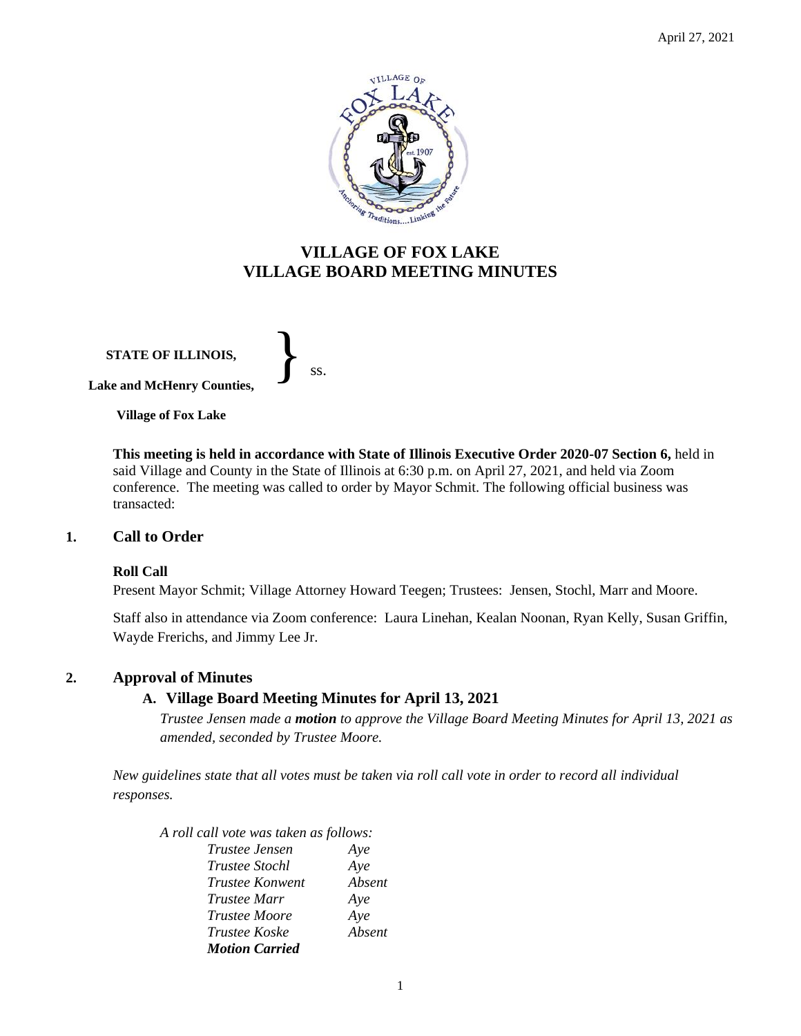April 27, 2021

# VILLAGE OF FOX LAKE
# VILLAGE BOARD MEETING MINUTES

**STATE OF ILLINOIS,**

**Lake and McHenry Counties,** } ss.

**Village of Fox Lake**

**This meeting is held in accordance with State of Illinois Executive Order 2020-07 Section 6,** held in said Village and County in the State of Illinois at 6:30 p.m. on April 27, 2021, and held via Zoom conference. The meeting was called to order by Mayor Schmit. The following official business was transacted:

## 1. Call to Order

**Roll Call**

Present Mayor Schmit; Village Attorney Howard Teegen; Trustees: Jensen, Stochl, Marr and Moore.

Staff also in attendance via Zoom conference: Laura Linehan, Kealan Noonan, Ryan Kelly, Susan Griffin, Wayde Frerichs, and Jimmy Lee Jr.

## 2. Approval of Minutes

### A. Village Board Meeting Minutes for April 13, 2021

*Trustee Jensen made a **motion** to approve the Village Board Meeting Minutes for April 13, 2021 as amended, seconded by Trustee Moore.*

*New guidelines state that all votes must be taken via roll call vote in order to record all individual responses.*

*A roll call vote was taken as follows:*

| | |
|---|---|
| *Trustee Jensen* | *Aye* |
| *Trustee Stochl* | *Aye* |
| *Trustee Konwent* | *Absent* |
| *Trustee Marr* | *Aye* |
| *Trustee Moore* | *Aye* |
| *Trustee Koske* | *Absent* |

***Motion Carried***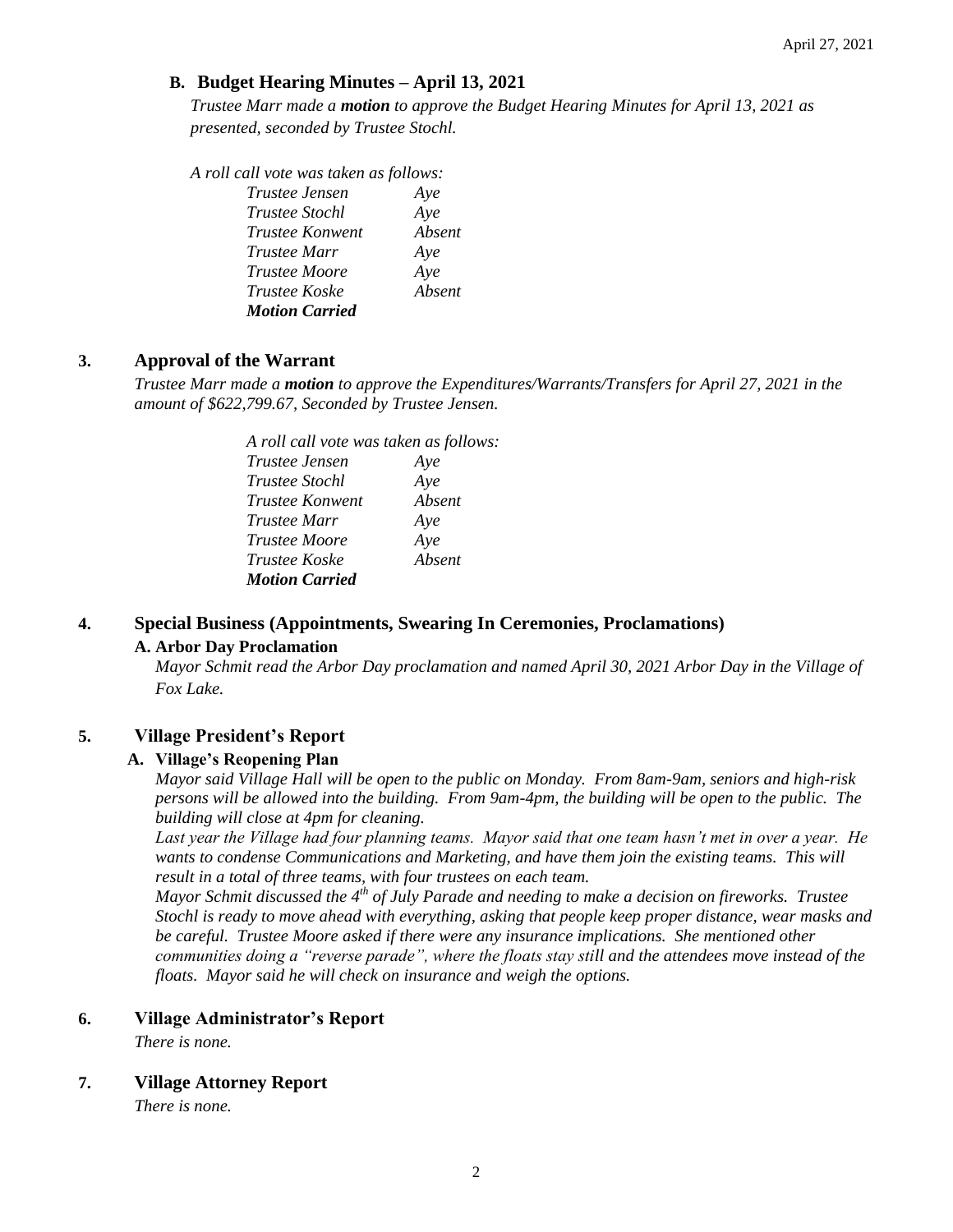### B. Budget Hearing Minutes – April 13, 2021

*Trustee Marr made a **motion** to approve the Budget Hearing Minutes for April 13, 2021 as presented, seconded by Trustee Stochl.*

*A roll call vote was taken as follows:*

| | |
|---|---|
| *Trustee Jensen* | *Aye* |
| *Trustee Stochl* | *Aye* |
| *Trustee Konwent* | *Absent* |
| *Trustee Marr* | *Aye* |
| *Trustee Moore* | *Aye* |
| *Trustee Koske* | *Absent* |
| ***Motion Carried*** | |

## 3. Approval of the Warrant

*Trustee Marr made a **motion** to approve the Expenditures/Warrants/Transfers for April 27, 2021 in the amount of $622,799.67, Seconded by Trustee Jensen.*

*A roll call vote was taken as follows:*

| | |
|---|---|
| *Trustee Jensen* | *Aye* |
| *Trustee Stochl* | *Aye* |
| *Trustee Konwent* | *Absent* |
| *Trustee Marr* | *Aye* |
| *Trustee Moore* | *Aye* |
| *Trustee Koske* | *Absent* |
| ***Motion Carried*** | |

## 4. Special Business (Appointments, Swearing In Ceremonies, Proclamations)

### A. Arbor Day Proclamation

*Mayor Schmit read the Arbor Day proclamation and named April 30, 2021 Arbor Day in the Village of Fox Lake.*

## 5. Village President's Report

### A. Village's Reopening Plan

*Mayor said Village Hall will be open to the public on Monday. From 8am-9am, seniors and high-risk persons will be allowed into the building. From 9am-4pm, the building will be open to the public. The building will close at 4pm for cleaning.*

*Last year the Village had four planning teams. Mayor said that one team hasn't met in over a year. He wants to condense Communications and Marketing, and have them join the existing teams. This will result in a total of three teams, with four trustees on each team.*

*Mayor Schmit discussed the 4th of July Parade and needing to make a decision on fireworks. Trustee Stochl is ready to move ahead with everything, asking that people keep proper distance, wear masks and be careful. Trustee Moore asked if there were any insurance implications. She mentioned other communities doing a "reverse parade", where the floats stay still and the attendees move instead of the floats. Mayor said he will check on insurance and weigh the options.*

## 6. Village Administrator's Report

*There is none.*

## 7. Village Attorney Report

*There is none.*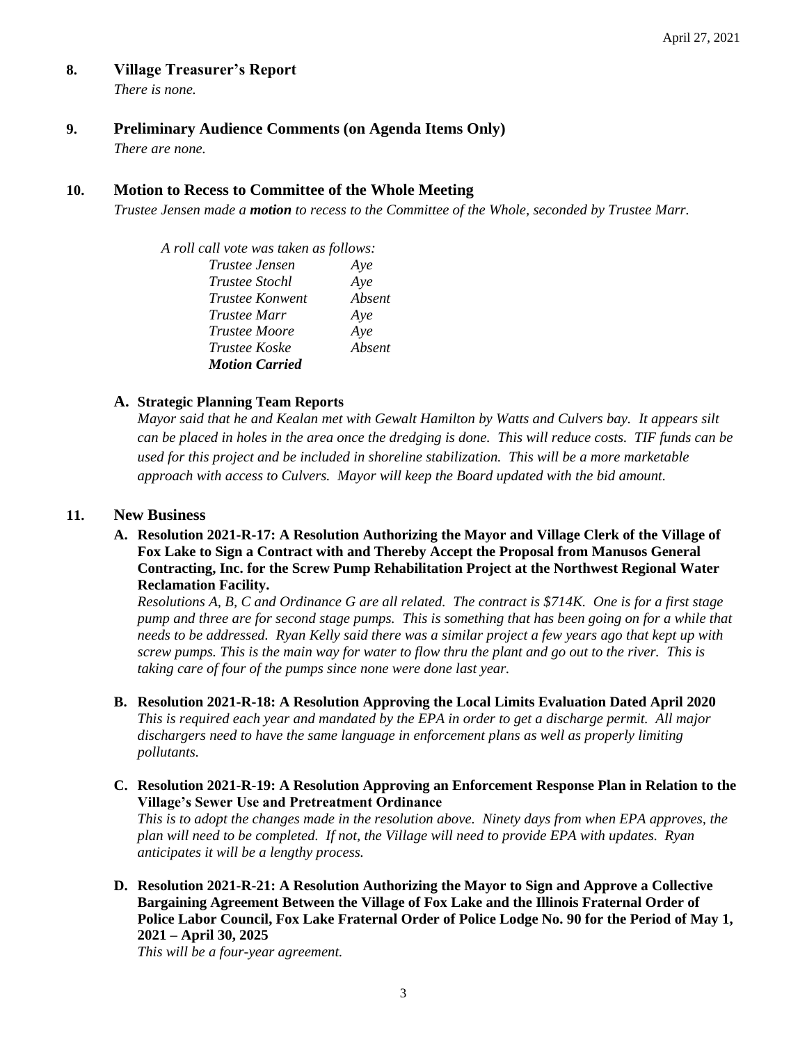## 8. Village Treasurer's Report

*There is none.*

## 9. Preliminary Audience Comments (on Agenda Items Only)

*There are none.*

## 10. Motion to Recess to Committee of the Whole Meeting

*Trustee Jensen made a **motion** to recess to the Committee of the Whole, seconded by Trustee Marr.*

*A roll call vote was taken as follows:*

| | |
|---|---|
| *Trustee Jensen* | *Aye* |
| *Trustee Stochl* | *Aye* |
| *Trustee Konwent* | *Absent* |
| *Trustee Marr* | *Aye* |
| *Trustee Moore* | *Aye* |
| *Trustee Koske* | *Absent* |
| ***Motion Carried*** | |

### A. Strategic Planning Team Reports

*Mayor said that he and Kealan met with Gewalt Hamilton by Watts and Culvers bay. It appears silt can be placed in holes in the area once the dredging is done. This will reduce costs. TIF funds can be used for this project and be included in shoreline stabilization. This will be a more marketable approach with access to Culvers. Mayor will keep the Board updated with the bid amount.*

## 11. New Business

### A. Resolution 2021-R-17: A Resolution Authorizing the Mayor and Village Clerk of the Village of Fox Lake to Sign a Contract with and Thereby Accept the Proposal from Manusos General Contracting, Inc. for the Screw Pump Rehabilitation Project at the Northwest Regional Water Reclamation Facility.

*Resolutions A, B, C and Ordinance G are all related. The contract is $714K. One is for a first stage pump and three are for second stage pumps. This is something that has been going on for a while that needs to be addressed. Ryan Kelly said there was a similar project a few years ago that kept up with screw pumps. This is the main way for water to flow thru the plant and go out to the river. This is taking care of four of the pumps since none were done last year.*

### B. Resolution 2021-R-18: A Resolution Approving the Local Limits Evaluation Dated April 2020

*This is required each year and mandated by the EPA in order to get a discharge permit. All major dischargers need to have the same language in enforcement plans as well as properly limiting pollutants.*

### C. Resolution 2021-R-19: A Resolution Approving an Enforcement Response Plan in Relation to the Village's Sewer Use and Pretreatment Ordinance

*This is to adopt the changes made in the resolution above. Ninety days from when EPA approves, the plan will need to be completed. If not, the Village will need to provide EPA with updates. Ryan anticipates it will be a lengthy process.*

### D. Resolution 2021-R-21: A Resolution Authorizing the Mayor to Sign and Approve a Collective Bargaining Agreement Between the Village of Fox Lake and the Illinois Fraternal Order of Police Labor Council, Fox Lake Fraternal Order of Police Lodge No. 90 for the Period of May 1, 2021 – April 30, 2025

*This will be a four-year agreement.*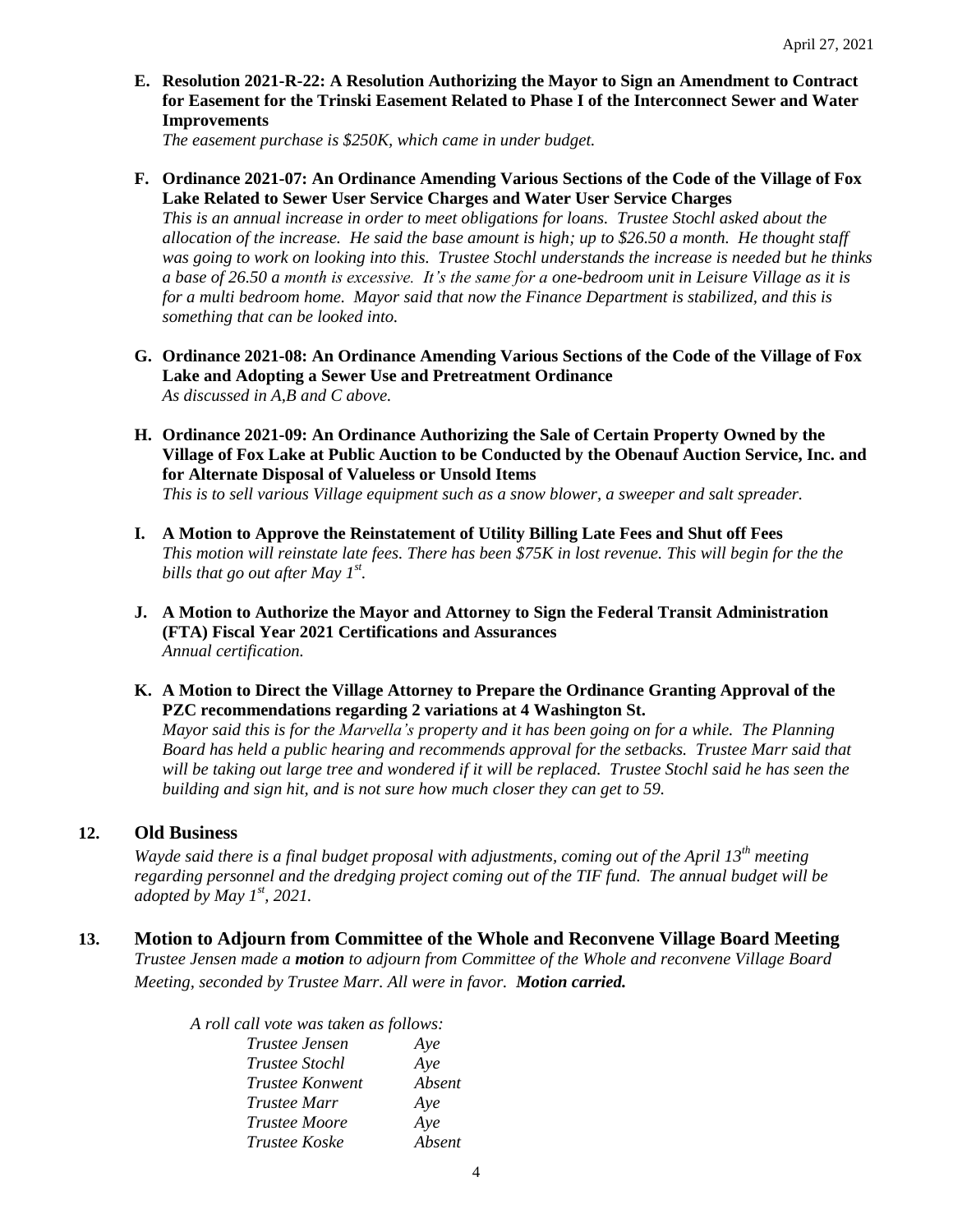**E. Resolution 2021-R-22: A Resolution Authorizing the Mayor to Sign an Amendment to Contract for Easement for the Trinski Easement Related to Phase I of the Interconnect Sewer and Water Improvements**

*The easement purchase is $250K, which came in under budget.*

**F. Ordinance 2021-07: An Ordinance Amending Various Sections of the Code of the Village of Fox Lake Related to Sewer User Service Charges and Water User Service Charges**

*This is an annual increase in order to meet obligations for loans. Trustee Stochl asked about the allocation of the increase. He said the base amount is high; up to $26.50 a month. He thought staff was going to work on looking into this. Trustee Stochl understands the increase is needed but he thinks a base of 26.50 a month is excessive. It's the same for a one-bedroom unit in Leisure Village as it is for a multi bedroom home. Mayor said that now the Finance Department is stabilized, and this is something that can be looked into.*

**G. Ordinance 2021-08: An Ordinance Amending Various Sections of the Code of the Village of Fox Lake and Adopting a Sewer Use and Pretreatment Ordinance**

*As discussed in A,B and C above.*

**H. Ordinance 2021-09: An Ordinance Authorizing the Sale of Certain Property Owned by the Village of Fox Lake at Public Auction to be Conducted by the Obenauf Auction Service, Inc. and for Alternate Disposal of Valueless or Unsold Items**

*This is to sell various Village equipment such as a snow blower, a sweeper and salt spreader.*

**I. A Motion to Approve the Reinstatement of Utility Billing Late Fees and Shut off Fees**

*This motion will reinstate late fees. There has been $75K in lost revenue. This will begin for the the bills that go out after May 1st.*

**J. A Motion to Authorize the Mayor and Attorney to Sign the Federal Transit Administration (FTA) Fiscal Year 2021 Certifications and Assurances**

*Annual certification.*

**K. A Motion to Direct the Village Attorney to Prepare the Ordinance Granting Approval of the PZC recommendations regarding 2 variations at 4 Washington St.**

*Mayor said this is for the Marvella's property and it has been going on for a while. The Planning Board has held a public hearing and recommends approval for the setbacks. Trustee Marr said that will be taking out large tree and wondered if it will be replaced. Trustee Stochl said he has seen the building and sign hit, and is not sure how much closer they can get to 59.*

## 12. Old Business

*Wayde said there is a final budget proposal with adjustments, coming out of the April 13th meeting regarding personnel and the dredging project coming out of the TIF fund. The annual budget will be adopted by May 1st, 2021.*

## 13. Motion to Adjourn from Committee of the Whole and Reconvene Village Board Meeting

*Trustee Jensen made a **motion** to adjourn from Committee of the Whole and reconvene Village Board Meeting, seconded by Trustee Marr. All were in favor. **Motion carried.***

*A roll call vote was taken as follows:*

| | |
|---|---|
| *Trustee Jensen* | *Aye* |
| *Trustee Stochl* | *Aye* |
| *Trustee Konwent* | *Absent* |
| *Trustee Marr* | *Aye* |
| *Trustee Moore* | *Aye* |
| *Trustee Koske* | *Absent* |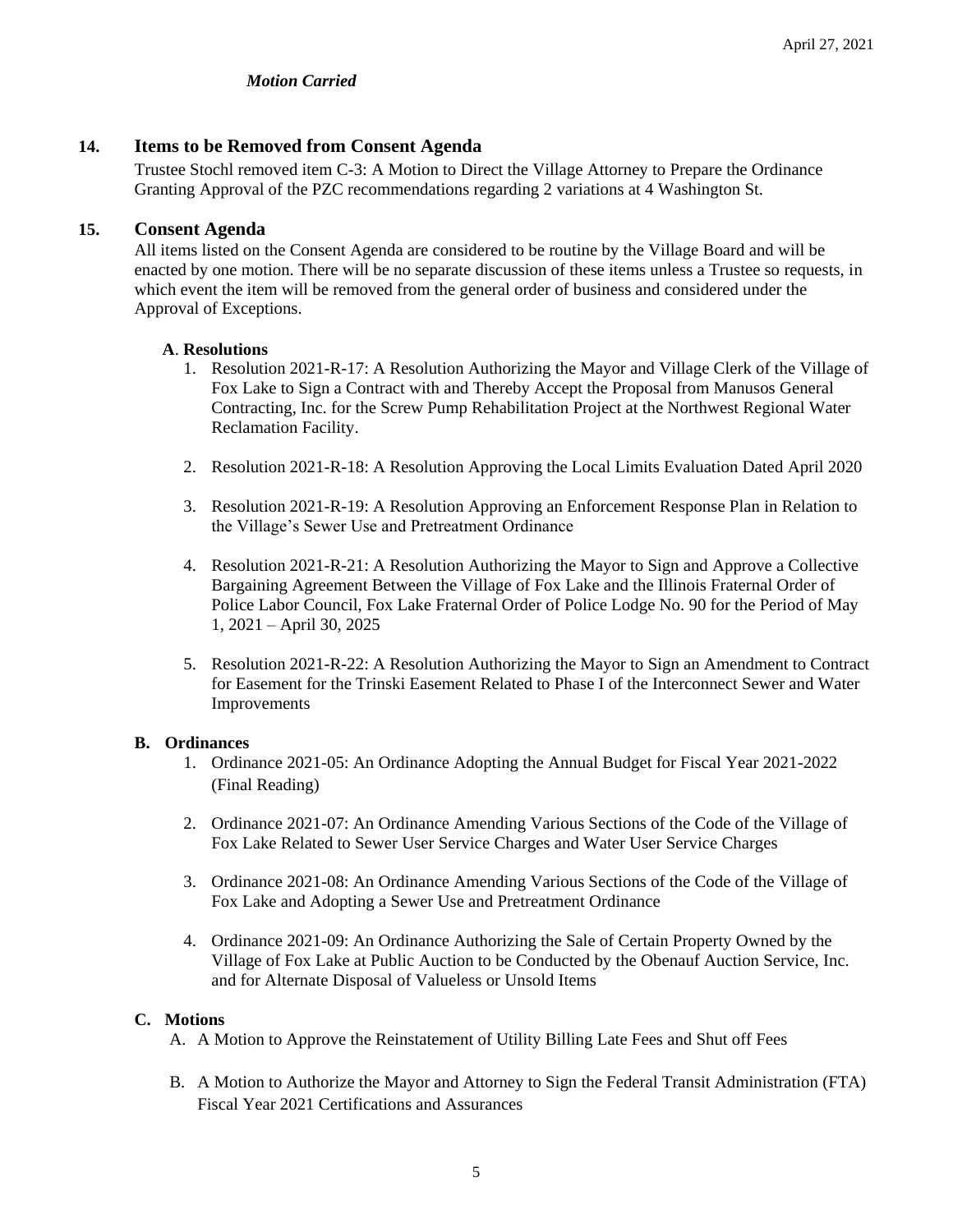*Motion Carried*

## 14. Items to be Removed from Consent Agenda

Trustee Stochl removed item C-3: A Motion to Direct the Village Attorney to Prepare the Ordinance Granting Approval of the PZC recommendations regarding 2 variations at 4 Washington St.

## 15. Consent Agenda

All items listed on the Consent Agenda are considered to be routine by the Village Board and will be enacted by one motion. There will be no separate discussion of these items unless a Trustee so requests, in which event the item will be removed from the general order of business and considered under the Approval of Exceptions.

**A. Resolutions**

1. Resolution 2021-R-17: A Resolution Authorizing the Mayor and Village Clerk of the Village of Fox Lake to Sign a Contract with and Thereby Accept the Proposal from Manusos General Contracting, Inc. for the Screw Pump Rehabilitation Project at the Northwest Regional Water Reclamation Facility.
2. Resolution 2021-R-18: A Resolution Approving the Local Limits Evaluation Dated April 2020
3. Resolution 2021-R-19: A Resolution Approving an Enforcement Response Plan in Relation to the Village's Sewer Use and Pretreatment Ordinance
4. Resolution 2021-R-21: A Resolution Authorizing the Mayor to Sign and Approve a Collective Bargaining Agreement Between the Village of Fox Lake and the Illinois Fraternal Order of Police Labor Council, Fox Lake Fraternal Order of Police Lodge No. 90 for the Period of May 1, 2021 – April 30, 2025
5. Resolution 2021-R-22: A Resolution Authorizing the Mayor to Sign an Amendment to Contract for Easement for the Trinski Easement Related to Phase I of the Interconnect Sewer and Water Improvements

**B. Ordinances**

1. Ordinance 2021-05: An Ordinance Adopting the Annual Budget for Fiscal Year 2021-2022 (Final Reading)
2. Ordinance 2021-07: An Ordinance Amending Various Sections of the Code of the Village of Fox Lake Related to Sewer User Service Charges and Water User Service Charges
3. Ordinance 2021-08: An Ordinance Amending Various Sections of the Code of the Village of Fox Lake and Adopting a Sewer Use and Pretreatment Ordinance
4. Ordinance 2021-09: An Ordinance Authorizing the Sale of Certain Property Owned by the Village of Fox Lake at Public Auction to be Conducted by the Obenauf Auction Service, Inc. and for Alternate Disposal of Valueless or Unsold Items

**C. Motions**

A. A Motion to Approve the Reinstatement of Utility Billing Late Fees and Shut off Fees

B. A Motion to Authorize the Mayor and Attorney to Sign the Federal Transit Administration (FTA) Fiscal Year 2021 Certifications and Assurances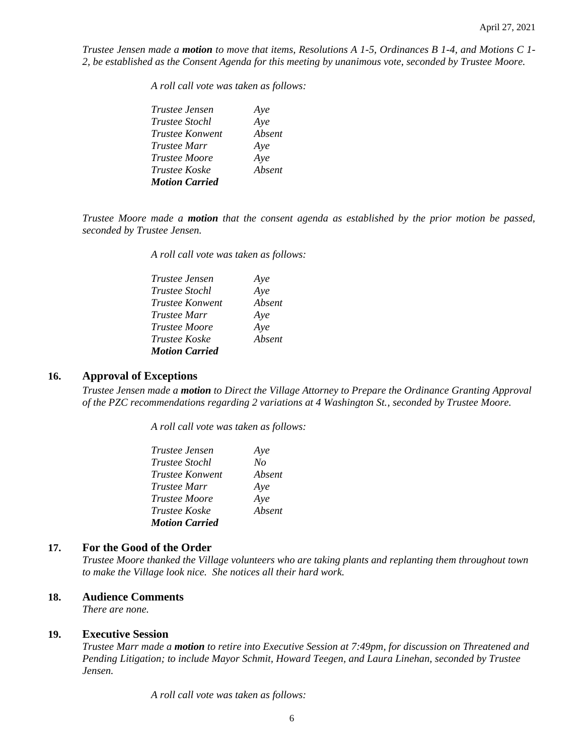*Trustee Jensen made a **motion** to move that items, Resolutions A 1-5, Ordinances B 1-4, and Motions C 1-2, be established as the Consent Agenda for this meeting by unanimous vote, seconded by Trustee Moore.*

*A roll call vote was taken as follows:*

| | |
|---|---|
| *Trustee Jensen* | *Aye* |
| *Trustee Stochl* | *Aye* |
| *Trustee Konwent* | *Absent* |
| *Trustee Marr* | *Aye* |
| *Trustee Moore* | *Aye* |
| *Trustee Koske* | *Absent* |

***Motion Carried***

*Trustee Moore made a **motion** that the consent agenda as established by the prior motion be passed, seconded by Trustee Jensen.*

*A roll call vote was taken as follows:*

| | |
|---|---|
| *Trustee Jensen* | *Aye* |
| *Trustee Stochl* | *Aye* |
| *Trustee Konwent* | *Absent* |
| *Trustee Marr* | *Aye* |
| *Trustee Moore* | *Aye* |
| *Trustee Koske* | *Absent* |

***Motion Carried***

## 16. Approval of Exceptions

*Trustee Jensen made a **motion** to Direct the Village Attorney to Prepare the Ordinance Granting Approval of the PZC recommendations regarding 2 variations at 4 Washington St., seconded by Trustee Moore.*

*A roll call vote was taken as follows:*

| | |
|---|---|
| *Trustee Jensen* | *Aye* |
| *Trustee Stochl* | *No* |
| *Trustee Konwent* | *Absent* |
| *Trustee Marr* | *Aye* |
| *Trustee Moore* | *Aye* |
| *Trustee Koske* | *Absent* |

***Motion Carried***

## 17. For the Good of the Order

*Trustee Moore thanked the Village volunteers who are taking plants and replanting them throughout town to make the Village look nice. She notices all their hard work.*

## 18. Audience Comments

*There are none.*

## 19. Executive Session

*Trustee Marr made a **motion** to retire into Executive Session at 7:49pm, for discussion on Threatened and Pending Litigation; to include Mayor Schmit, Howard Teegen, and Laura Linehan, seconded by Trustee Jensen.*

*A roll call vote was taken as follows:*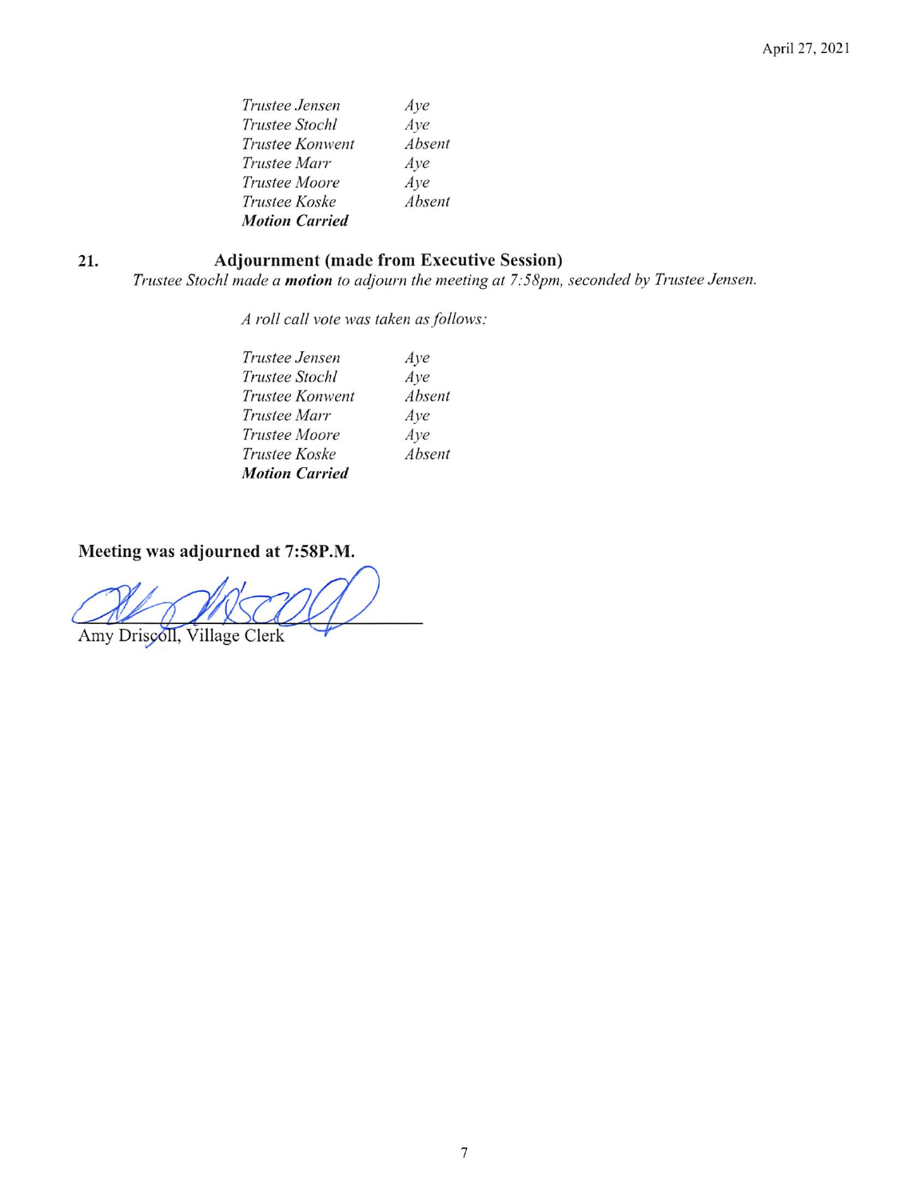| | |
|---|---|
| *Trustee Jensen* | *Aye* |
| *Trustee Stochl* | *Aye* |
| *Trustee Konwent* | *Absent* |
| *Trustee Marr* | *Aye* |
| *Trustee Moore* | *Aye* |
| *Trustee Koske* | *Absent* |
| ***Motion Carried*** | |

**21. Adjournment (made from Executive Session)**

*Trustee Stochl made a **motion** to adjourn the meeting at 7:58pm, seconded by Trustee Jensen.*

*A roll call vote was taken as follows:*

| | |
|---|---|
| *Trustee Jensen* | *Aye* |
| *Trustee Stochl* | *Aye* |
| *Trustee Konwent* | *Absent* |
| *Trustee Marr* | *Aye* |
| *Trustee Moore* | *Aye* |
| *Trustee Koske* | *Absent* |
| ***Motion Carried*** | |

**Meeting was adjourned at 7:58P.M.**

Amy Driscoll, Village Clerk